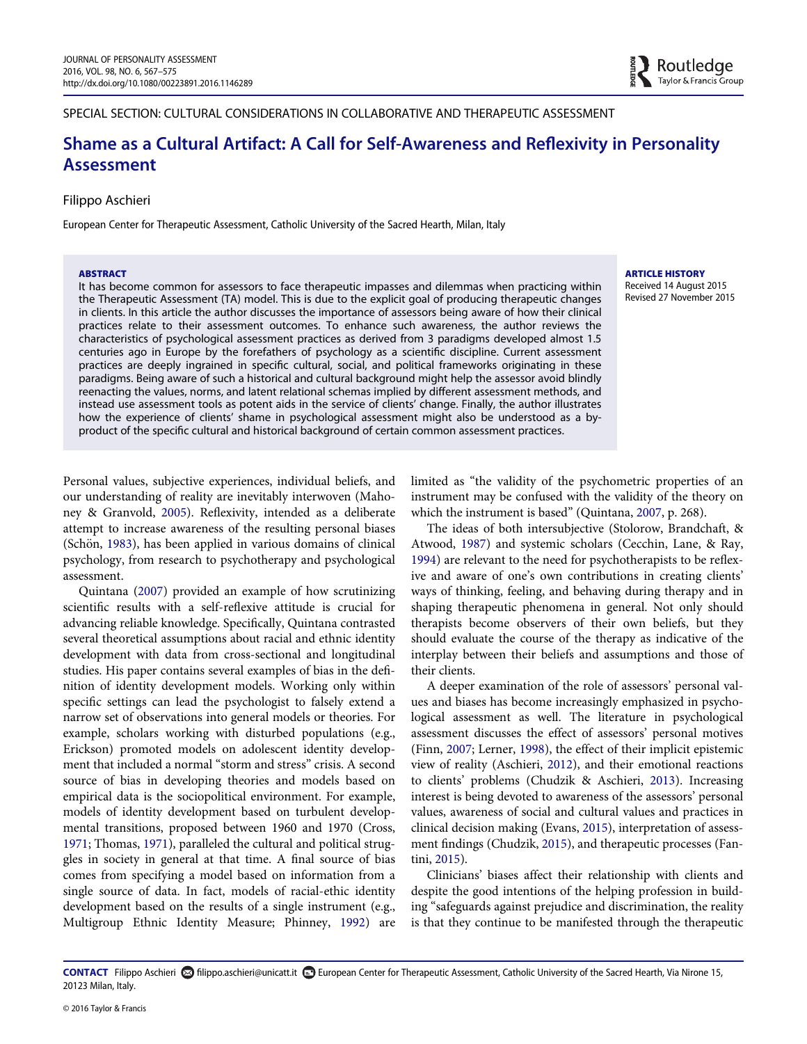SPECIAL SECTION: CULTURAL CONSIDERATIONS IN COLLABORATIVE AND THERAPEUTIC ASSESSMENT

# Shame as a Cultural Artifact: A Call for Self-Awareness and Reflexivity in Personality Assessment

Filippo Aschieri

European Center for Therapeutic Assessment, Catholic University of the Sacred Hearth, Milan, Italy

**ABSTRACT**

It has become common for assessors to face therapeutic impasses and dilemmas when practicing within the Therapeutic Assessment (TA) model. This is due to the explicit goal of producing therapeutic changes in clients. In this article the author discusses the importance of assessors being aware of how their clinical practices relate to their assessment outcomes. To enhance such awareness, the author reviews the characteristics of psychological assessment practices as derived from 3 paradigms developed almost 1.5 centuries ago in Europe by the forefathers of psychology as a scientific discipline. Current assessment practices are deeply ingrained in specific cultural, social, and political frameworks originating in these paradigms. Being aware of such a historical and cultural background might help the assessor avoid blindly reenacting the values, norms, and latent relational schemas implied by different assessment methods, and instead use assessment tools as potent aids in the service of clients' change. Finally, the author illustrates how the experience of clients' shame in psychological assessment might also be understood as a by-product of the specific cultural and historical background of certain common assessment practices.

**ARTICLE HISTORY**

Received 14 August 2015
Revised 27 November 2015

Personal values, subjective experiences, individual beliefs, and our understanding of reality are inevitably interwoven (Mahoney & Granvold, 2005). Reflexivity, intended as a deliberate attempt to increase awareness of the resulting personal biases (Schön, 1983), has been applied in various domains of clinical psychology, from research to psychotherapy and psychological assessment.

Quintana (2007) provided an example of how scrutinizing scientific results with a self-reflexive attitude is crucial for advancing reliable knowledge. Specifically, Quintana contrasted several theoretical assumptions about racial and ethnic identity development with data from cross-sectional and longitudinal studies. His paper contains several examples of bias in the definition of identity development models. Working only within specific settings can lead the psychologist to falsely extend a narrow set of observations into general models or theories. For example, scholars working with disturbed populations (e.g., Erickson) promoted models on adolescent identity development that included a normal "storm and stress" crisis. A second source of bias in developing theories and models based on empirical data is the sociopolitical environment. For example, models of identity development based on turbulent developmental transitions, proposed between 1960 and 1970 (Cross, 1971; Thomas, 1971), paralleled the cultural and political struggles in society in general at that time. A final source of bias comes from specifying a model based on information from a single source of data. In fact, models of racial-ethic identity development based on the results of a single instrument (e.g., Multigroup Ethnic Identity Measure; Phinney, 1992) are limited as "the validity of the psychometric properties of an instrument may be confused with the validity of the theory on which the instrument is based" (Quintana, 2007, p. 268).

The ideas of both intersubjective (Stolorow, Brandchaft, & Atwood, 1987) and systemic scholars (Cecchin, Lane, & Ray, 1994) are relevant to the need for psychotherapists to be reflexive and aware of one's own contributions in creating clients' ways of thinking, feeling, and behaving during therapy and in shaping therapeutic phenomena in general. Not only should therapists become observers of their own beliefs, but they should evaluate the course of the therapy as indicative of the interplay between their beliefs and assumptions and those of their clients.

A deeper examination of the role of assessors' personal values and biases has become increasingly emphasized in psychological assessment as well. The literature in psychological assessment discusses the effect of assessors' personal motives (Finn, 2007; Lerner, 1998), the effect of their implicit epistemic view of reality (Aschieri, 2012), and their emotional reactions to clients' problems (Chudzik & Aschieri, 2013). Increasing interest is being devoted to awareness of the assessors' personal values, awareness of social and cultural values and practices in clinical decision making (Evans, 2015), interpretation of assessment findings (Chudzik, 2015), and therapeutic processes (Fantini, 2015).

Clinicians' biases affect their relationship with clients and despite the good intentions of the helping profession in building "safeguards against prejudice and discrimination, the reality is that they continue to be manifested through the therapeutic

**CONTACT** Filippo Aschieri filippo.aschieri@unicatt.it European Center for Therapeutic Assessment, Catholic University of the Sacred Hearth, Via Nirone 15, 20123 Milan, Italy.

© 2016 Taylor & Francis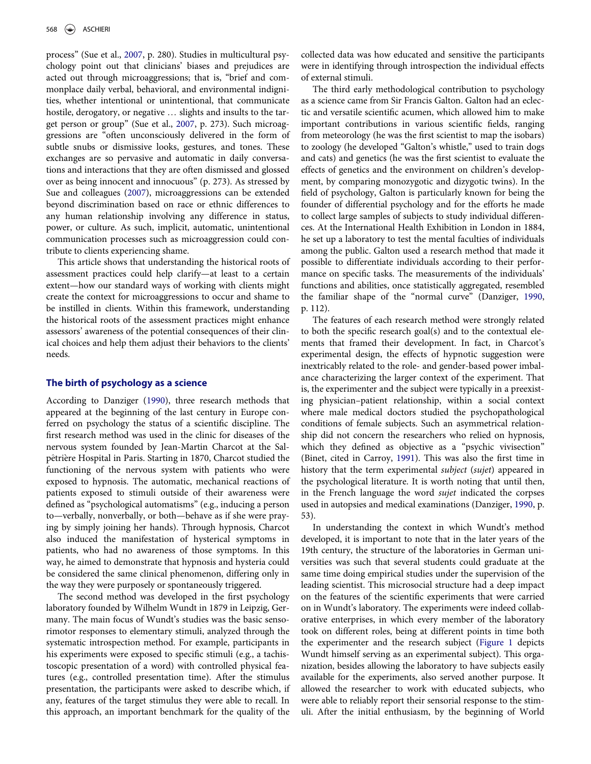process" (Sue et al., 2007, p. 280). Studies in multicultural psychology point out that clinicians' biases and prejudices are acted out through microaggressions; that is, "brief and commonplace daily verbal, behavioral, and environmental indignities, whether intentional or unintentional, that communicate hostile, derogatory, or negative … slights and insults to the target person or group" (Sue et al., 2007, p. 273). Such microaggressions are "often unconsciously delivered in the form of subtle snubs or dismissive looks, gestures, and tones. These exchanges are so pervasive and automatic in daily conversations and interactions that they are often dismissed and glossed over as being innocent and innocuous" (p. 273). As stressed by Sue and colleagues (2007), microaggressions can be extended beyond discrimination based on race or ethnic differences to any human relationship involving any difference in status, power, or culture. As such, implicit, automatic, unintentional communication processes such as microaggression could contribute to clients experiencing shame.

This article shows that understanding the historical roots of assessment practices could help clarify—at least to a certain extent—how our standard ways of working with clients might create the context for microaggressions to occur and shame to be instilled in clients. Within this framework, understanding the historical roots of the assessment practices might enhance assessors' awareness of the potential consequences of their clinical choices and help them adjust their behaviors to the clients' needs.

## The birth of psychology as a science

According to Danziger (1990), three research methods that appeared at the beginning of the last century in Europe conferred on psychology the status of a scientific discipline. The first research method was used in the clinic for diseases of the nervous system founded by Jean-Martin Charcot at the Salpêtrière Hospital in Paris. Starting in 1870, Charcot studied the functioning of the nervous system with patients who were exposed to hypnosis. The automatic, mechanical reactions of patients exposed to stimuli outside of their awareness were defined as "psychological automatisms" (e.g., inducing a person to—verbally, nonverbally, or both—behave as if she were praying by simply joining her hands). Through hypnosis, Charcot also induced the manifestation of hysterical symptoms in patients, who had no awareness of those symptoms. In this way, he aimed to demonstrate that hypnosis and hysteria could be considered the same clinical phenomenon, differing only in the way they were purposely or spontaneously triggered.

The second method was developed in the first psychology laboratory founded by Wilhelm Wundt in 1879 in Leipzig, Germany. The main focus of Wundt's studies was the basic sensorimotor responses to elementary stimuli, analyzed through the systematic introspection method. For example, participants in his experiments were exposed to specific stimuli (e.g., a tachistoscopic presentation of a word) with controlled physical features (e.g., controlled presentation time). After the stimulus presentation, the participants were asked to describe which, if any, features of the target stimulus they were able to recall. In this approach, an important benchmark for the quality of the collected data was how educated and sensitive the participants were in identifying through introspection the individual effects of external stimuli.

The third early methodological contribution to psychology as a science came from Sir Francis Galton. Galton had an eclectic and versatile scientific acumen, which allowed him to make important contributions in various scientific fields, ranging from meteorology (he was the first scientist to map the isobars) to zoology (he developed "Galton's whistle," used to train dogs and cats) and genetics (he was the first scientist to evaluate the effects of genetics and the environment on children's development, by comparing monozygotic and dizygotic twins). In the field of psychology, Galton is particularly known for being the founder of differential psychology and for the efforts he made to collect large samples of subjects to study individual differences. At the International Health Exhibition in London in 1884, he set up a laboratory to test the mental faculties of individuals among the public. Galton used a research method that made it possible to differentiate individuals according to their performance on specific tasks. The measurements of the individuals' functions and abilities, once statistically aggregated, resembled the familiar shape of the "normal curve" (Danziger, 1990, p. 112).

The features of each research method were strongly related to both the specific research goal(s) and to the contextual elements that framed their development. In fact, in Charcot's experimental design, the effects of hypnotic suggestion were inextricably related to the role- and gender-based power imbalance characterizing the larger context of the experiment. That is, the experimenter and the subject were typically in a preexisting physician–patient relationship, within a social context where male medical doctors studied the psychopathological conditions of female subjects. Such an asymmetrical relationship did not concern the researchers who relied on hypnosis, which they defined as objective as a "psychic vivisection" (Binet, cited in Carroy, 1991). This was also the first time in history that the term experimental *subject* (*sujet*) appeared in the psychological literature. It is worth noting that until then, in the French language the word *sujet* indicated the corpses used in autopsies and medical examinations (Danziger, 1990, p. 53).

In understanding the context in which Wundt's method developed, it is important to note that in the later years of the 19th century, the structure of the laboratories in German universities was such that several students could graduate at the same time doing empirical studies under the supervision of the leading scientist. This microsocial structure had a deep impact on the features of the scientific experiments that were carried on in Wundt's laboratory. The experiments were indeed collaborative enterprises, in which every member of the laboratory took on different roles, being at different points in time both the experimenter and the research subject (Figure 1 depicts Wundt himself serving as an experimental subject). This organization, besides allowing the laboratory to have subjects easily available for the experiments, also served another purpose. It allowed the researcher to work with educated subjects, who were able to reliably report their sensorial response to the stimuli. After the initial enthusiasm, by the beginning of World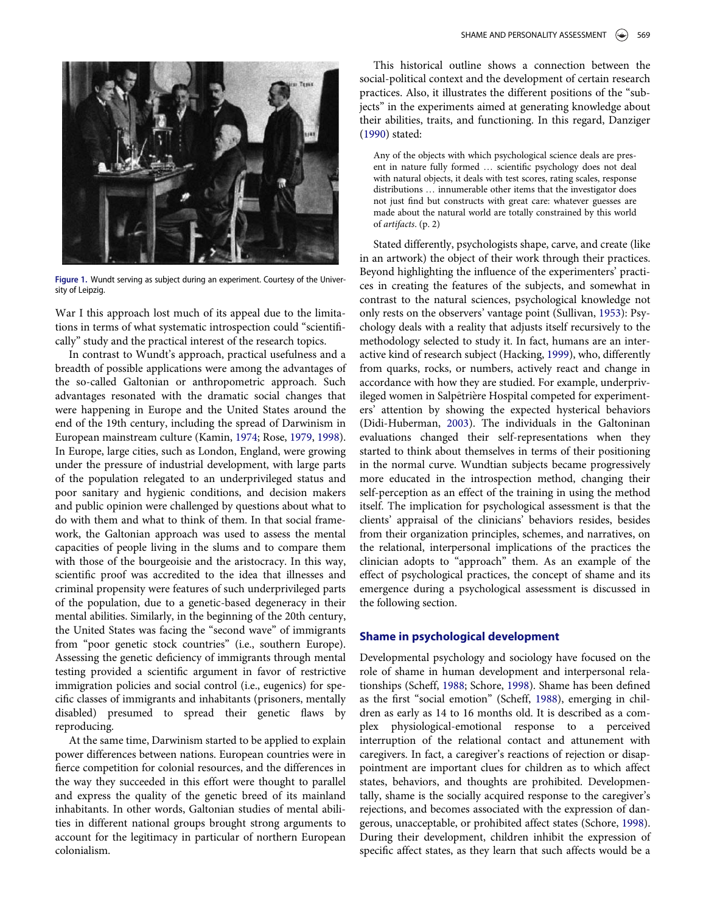Figure 1. Wundt serving as subject during an experiment. Courtesy of the University of Leipzig.

War I this approach lost much of its appeal due to the limitations in terms of what systematic introspection could "scientifically" study and the practical interest of the research topics.

In contrast to Wundt's approach, practical usefulness and a breadth of possible applications were among the advantages of the so-called Galtonian or anthropometric approach. Such advantages resonated with the dramatic social changes that were happening in Europe and the United States around the end of the 19th century, including the spread of Darwinism in European mainstream culture (Kamin, 1974; Rose, 1979, 1998). In Europe, large cities, such as London, England, were growing under the pressure of industrial development, with large parts of the population relegated to an underprivileged status and poor sanitary and hygienic conditions, and decision makers and public opinion were challenged by questions about what to do with them and what to think of them. In that social framework, the Galtonian approach was used to assess the mental capacities of people living in the slums and to compare them with those of the bourgeoisie and the aristocracy. In this way, scientific proof was accredited to the idea that illnesses and criminal propensity were features of such underprivileged parts of the population, due to a genetic-based degeneracy in their mental abilities. Similarly, in the beginning of the 20th century, the United States was facing the "second wave" of immigrants from "poor genetic stock countries" (i.e., southern Europe). Assessing the genetic deficiency of immigrants through mental testing provided a scientific argument in favor of restrictive immigration policies and social control (i.e., eugenics) for specific classes of immigrants and inhabitants (prisoners, mentally disabled) presumed to spread their genetic flaws by reproducing.

At the same time, Darwinism started to be applied to explain power differences between nations. European countries were in fierce competition for colonial resources, and the differences in the way they succeeded in this effort were thought to parallel and express the quality of the genetic breed of its mainland inhabitants. In other words, Galtonian studies of mental abilities in different national groups brought strong arguments to account for the legitimacy in particular of northern European colonialism.

This historical outline shows a connection between the social-political context and the development of certain research practices. Also, it illustrates the different positions of the "subjects" in the experiments aimed at generating knowledge about their abilities, traits, and functioning. In this regard, Danziger (1990) stated:

> Any of the objects with which psychological science deals are present in nature fully formed … scientific psychology does not deal with natural objects, it deals with test scores, rating scales, response distributions … innumerable other items that the investigator does not just find but constructs with great care: whatever guesses are made about the natural world are totally constrained by this world of *artifacts*. (p. 2)

Stated differently, psychologists shape, carve, and create (like in an artwork) the object of their work through their practices. Beyond highlighting the influence of the experimenters' practices in creating the features of the subjects, and somewhat in contrast to the natural sciences, psychological knowledge not only rests on the observers' vantage point (Sullivan, 1953): Psychology deals with a reality that adjusts itself recursively to the methodology selected to study it. In fact, humans are an interactive kind of research subject (Hacking, 1999), who, differently from quarks, rocks, or numbers, actively react and change in accordance with how they are studied. For example, underprivileged women in Salpêtrière Hospital competed for experimenters' attention by showing the expected hysterical behaviors (Didi-Huberman, 2003). The individuals in the Galtoninan evaluations changed their self-representations when they started to think about themselves in terms of their positioning in the normal curve. Wundtian subjects became progressively more educated in the introspection method, changing their self-perception as an effect of the training in using the method itself. The implication for psychological assessment is that the clients' appraisal of the clinicians' behaviors resides, besides from their organization principles, schemes, and narratives, on the relational, interpersonal implications of the practices the clinician adopts to "approach" them. As an example of the effect of psychological practices, the concept of shame and its emergence during a psychological assessment is discussed in the following section.

## Shame in psychological development

Developmental psychology and sociology have focused on the role of shame in human development and interpersonal relationships (Scheff, 1988; Schore, 1998). Shame has been defined as the first "social emotion" (Scheff, 1988), emerging in children as early as 14 to 16 months old. It is described as a complex physiological-emotional response to a perceived interruption of the relational contact and attunement with caregivers. In fact, a caregiver's reactions of rejection or disappointment are important clues for children as to which affect states, behaviors, and thoughts are prohibited. Developmentally, shame is the socially acquired response to the caregiver's rejections, and becomes associated with the expression of dangerous, unacceptable, or prohibited affect states (Schore, 1998). During their development, children inhibit the expression of specific affect states, as they learn that such affects would be a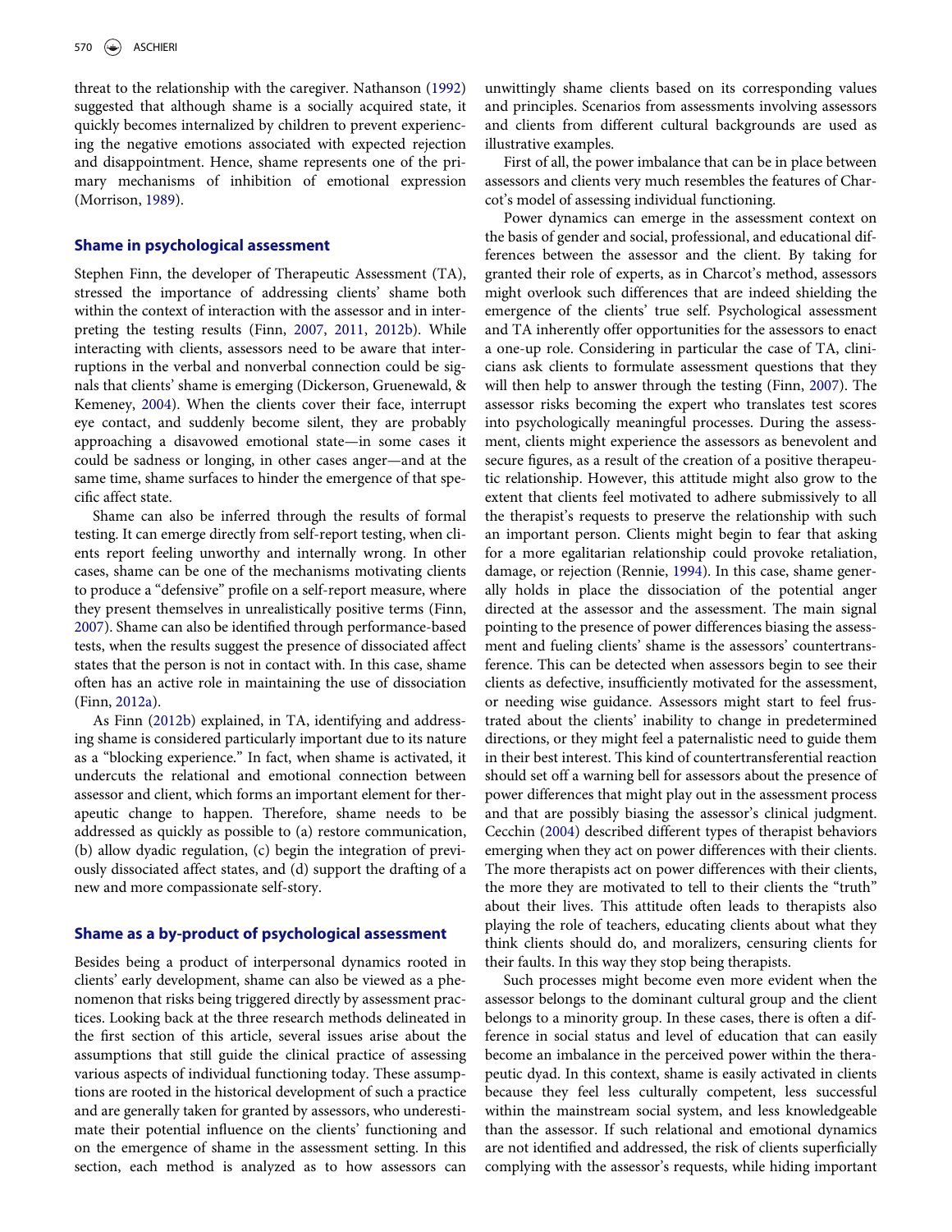threat to the relationship with the caregiver. Nathanson (1992) suggested that although shame is a socially acquired state, it quickly becomes internalized by children to prevent experiencing the negative emotions associated with expected rejection and disappointment. Hence, shame represents one of the primary mechanisms of inhibition of emotional expression (Morrison, 1989).

## Shame in psychological assessment

Stephen Finn, the developer of Therapeutic Assessment (TA), stressed the importance of addressing clients' shame both within the context of interaction with the assessor and in interpreting the testing results (Finn, 2007, 2011, 2012b). While interacting with clients, assessors need to be aware that interruptions in the verbal and nonverbal connection could be signals that clients' shame is emerging (Dickerson, Gruenewald, & Kemeney, 2004). When the clients cover their face, interrupt eye contact, and suddenly become silent, they are probably approaching a disavowed emotional state—in some cases it could be sadness or longing, in other cases anger—and at the same time, shame surfaces to hinder the emergence of that specific affect state.

Shame can also be inferred through the results of formal testing. It can emerge directly from self-report testing, when clients report feeling unworthy and internally wrong. In other cases, shame can be one of the mechanisms motivating clients to produce a "defensive" profile on a self-report measure, where they present themselves in unrealistically positive terms (Finn, 2007). Shame can also be identified through performance-based tests, when the results suggest the presence of dissociated affect states that the person is not in contact with. In this case, shame often has an active role in maintaining the use of dissociation (Finn, 2012a).

As Finn (2012b) explained, in TA, identifying and addressing shame is considered particularly important due to its nature as a "blocking experience." In fact, when shame is activated, it undercuts the relational and emotional connection between assessor and client, which forms an important element for therapeutic change to happen. Therefore, shame needs to be addressed as quickly as possible to (a) restore communication, (b) allow dyadic regulation, (c) begin the integration of previously dissociated affect states, and (d) support the drafting of a new and more compassionate self-story.

## Shame as a by-product of psychological assessment

Besides being a product of interpersonal dynamics rooted in clients' early development, shame can also be viewed as a phenomenon that risks being triggered directly by assessment practices. Looking back at the three research methods delineated in the first section of this article, several issues arise about the assumptions that still guide the clinical practice of assessing various aspects of individual functioning today. These assumptions are rooted in the historical development of such a practice and are generally taken for granted by assessors, who underestimate their potential influence on the clients' functioning and on the emergence of shame in the assessment setting. In this section, each method is analyzed as to how assessors can unwittingly shame clients based on its corresponding values and principles. Scenarios from assessments involving assessors and clients from different cultural backgrounds are used as illustrative examples.

First of all, the power imbalance that can be in place between assessors and clients very much resembles the features of Charcot's model of assessing individual functioning.

Power dynamics can emerge in the assessment context on the basis of gender and social, professional, and educational differences between the assessor and the client. By taking for granted their role of experts, as in Charcot's method, assessors might overlook such differences that are indeed shielding the emergence of the clients' true self. Psychological assessment and TA inherently offer opportunities for the assessors to enact a one-up role. Considering in particular the case of TA, clinicians ask clients to formulate assessment questions that they will then help to answer through the testing (Finn, 2007). The assessor risks becoming the expert who translates test scores into psychologically meaningful processes. During the assessment, clients might experience the assessors as benevolent and secure figures, as a result of the creation of a positive therapeutic relationship. However, this attitude might also grow to the extent that clients feel motivated to adhere submissively to all the therapist's requests to preserve the relationship with such an important person. Clients might begin to fear that asking for a more egalitarian relationship could provoke retaliation, damage, or rejection (Rennie, 1994). In this case, shame generally holds in place the dissociation of the potential anger directed at the assessor and the assessment. The main signal pointing to the presence of power differences biasing the assessment and fueling clients' shame is the assessors' countertransference. This can be detected when assessors begin to see their clients as defective, insufficiently motivated for the assessment, or needing wise guidance. Assessors might start to feel frustrated about the clients' inability to change in predetermined directions, or they might feel a paternalistic need to guide them in their best interest. This kind of countertransferential reaction should set off a warning bell for assessors about the presence of power differences that might play out in the assessment process and that are possibly biasing the assessor's clinical judgment. Cecchin (2004) described different types of therapist behaviors emerging when they act on power differences with their clients. The more therapists act on power differences with their clients, the more they are motivated to tell to their clients the "truth" about their lives. This attitude often leads to therapists also playing the role of teachers, educating clients about what they think clients should do, and moralizers, censuring clients for their faults. In this way they stop being therapists.

Such processes might become even more evident when the assessor belongs to the dominant cultural group and the client belongs to a minority group. In these cases, there is often a difference in social status and level of education that can easily become an imbalance in the perceived power within the therapeutic dyad. In this context, shame is easily activated in clients because they feel less culturally competent, less successful within the mainstream social system, and less knowledgeable than the assessor. If such relational and emotional dynamics are not identified and addressed, the risk of clients superficially complying with the assessor's requests, while hiding important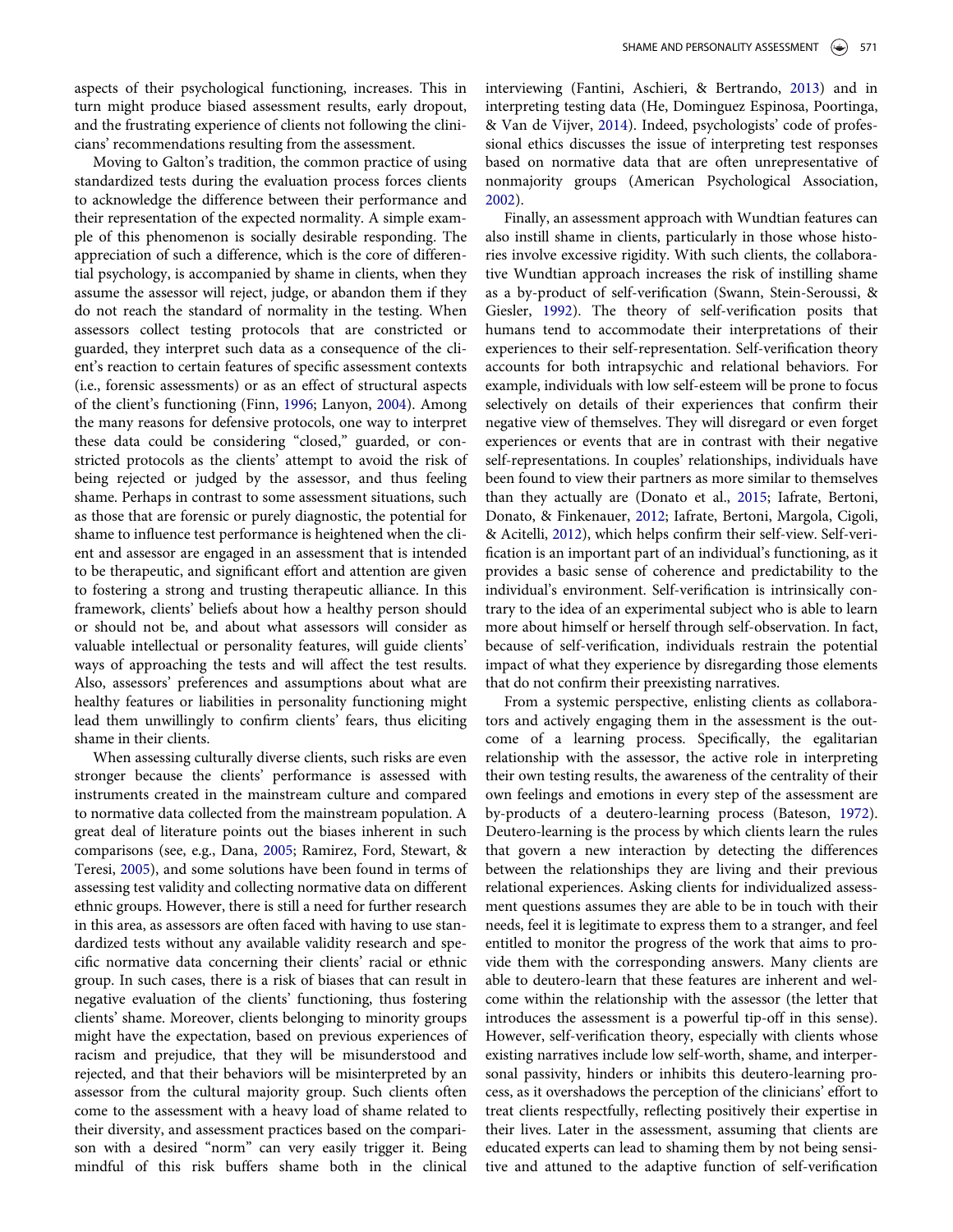aspects of their psychological functioning, increases. This in turn might produce biased assessment results, early dropout, and the frustrating experience of clients not following the clinicians' recommendations resulting from the assessment.

Moving to Galton's tradition, the common practice of using standardized tests during the evaluation process forces clients to acknowledge the difference between their performance and their representation of the expected normality. A simple example of this phenomenon is socially desirable responding. The appreciation of such a difference, which is the core of differential psychology, is accompanied by shame in clients, when they assume the assessor will reject, judge, or abandon them if they do not reach the standard of normality in the testing. When assessors collect testing protocols that are constricted or guarded, they interpret such data as a consequence of the client's reaction to certain features of specific assessment contexts (i.e., forensic assessments) or as an effect of structural aspects of the client's functioning (Finn, 1996; Lanyon, 2004). Among the many reasons for defensive protocols, one way to interpret these data could be considering "closed," guarded, or constricted protocols as the clients' attempt to avoid the risk of being rejected or judged by the assessor, and thus feeling shame. Perhaps in contrast to some assessment situations, such as those that are forensic or purely diagnostic, the potential for shame to influence test performance is heightened when the client and assessor are engaged in an assessment that is intended to be therapeutic, and significant effort and attention are given to fostering a strong and trusting therapeutic alliance. In this framework, clients' beliefs about how a healthy person should or should not be, and about what assessors will consider as valuable intellectual or personality features, will guide clients' ways of approaching the tests and will affect the test results. Also, assessors' preferences and assumptions about what are healthy features or liabilities in personality functioning might lead them unwillingly to confirm clients' fears, thus eliciting shame in their clients.

When assessing culturally diverse clients, such risks are even stronger because the clients' performance is assessed with instruments created in the mainstream culture and compared to normative data collected from the mainstream population. A great deal of literature points out the biases inherent in such comparisons (see, e.g., Dana, 2005; Ramirez, Ford, Stewart, & Teresi, 2005), and some solutions have been found in terms of assessing test validity and collecting normative data on different ethnic groups. However, there is still a need for further research in this area, as assessors are often faced with having to use standardized tests without any available validity research and specific normative data concerning their clients' racial or ethnic group. In such cases, there is a risk of biases that can result in negative evaluation of the clients' functioning, thus fostering clients' shame. Moreover, clients belonging to minority groups might have the expectation, based on previous experiences of racism and prejudice, that they will be misunderstood and rejected, and that their behaviors will be misinterpreted by an assessor from the cultural majority group. Such clients often come to the assessment with a heavy load of shame related to their diversity, and assessment practices based on the comparison with a desired "norm" can very easily trigger it. Being mindful of this risk buffers shame both in the clinical interviewing (Fantini, Aschieri, & Bertrando, 2013) and in interpreting testing data (He, Dominguez Espinosa, Poortinga, & Van de Vijver, 2014). Indeed, psychologists' code of professional ethics discusses the issue of interpreting test responses based on normative data that are often unrepresentative of nonmajority groups (American Psychological Association, 2002).

Finally, an assessment approach with Wundtian features can also instill shame in clients, particularly in those whose histories involve excessive rigidity. With such clients, the collaborative Wundtian approach increases the risk of instilling shame as a by-product of self-verification (Swann, Stein-Seroussi, & Giesler, 1992). The theory of self-verification posits that humans tend to accommodate their interpretations of their experiences to their self-representation. Self-verification theory accounts for both intrapsychic and relational behaviors. For example, individuals with low self-esteem will be prone to focus selectively on details of their experiences that confirm their negative view of themselves. They will disregard or even forget experiences or events that are in contrast with their negative self-representations. In couples' relationships, individuals have been found to view their partners as more similar to themselves than they actually are (Donato et al., 2015; Iafrate, Bertoni, Donato, & Finkenauer, 2012; Iafrate, Bertoni, Margola, Cigoli, & Acitelli, 2012), which helps confirm their self-view. Self-verification is an important part of an individual's functioning, as it provides a basic sense of coherence and predictability to the individual's environment. Self-verification is intrinsically contrary to the idea of an experimental subject who is able to learn more about himself or herself through self-observation. In fact, because of self-verification, individuals restrain the potential impact of what they experience by disregarding those elements that do not confirm their preexisting narratives.

From a systemic perspective, enlisting clients as collaborators and actively engaging them in the assessment is the outcome of a learning process. Specifically, the egalitarian relationship with the assessor, the active role in interpreting their own testing results, the awareness of the centrality of their own feelings and emotions in every step of the assessment are by-products of a deutero-learning process (Bateson, 1972). Deutero-learning is the process by which clients learn the rules that govern a new interaction by detecting the differences between the relationships they are living and their previous relational experiences. Asking clients for individualized assessment questions assumes they are able to be in touch with their needs, feel it is legitimate to express them to a stranger, and feel entitled to monitor the progress of the work that aims to provide them with the corresponding answers. Many clients are able to deutero-learn that these features are inherent and welcome within the relationship with the assessor (the letter that introduces the assessment is a powerful tip-off in this sense). However, self-verification theory, especially with clients whose existing narratives include low self-worth, shame, and interpersonal passivity, hinders or inhibits this deutero-learning process, as it overshadows the perception of the clinicians' effort to treat clients respectfully, reflecting positively their expertise in their lives. Later in the assessment, assuming that clients are educated experts can lead to shaming them by not being sensitive and attuned to the adaptive function of self-verification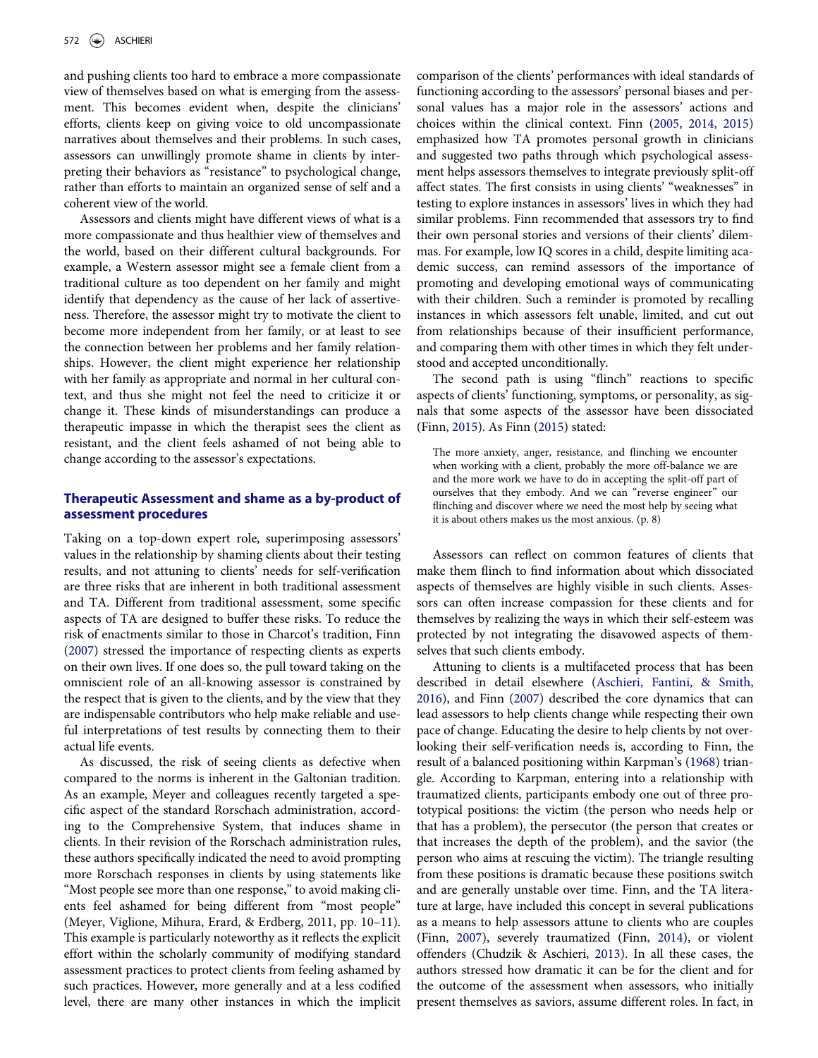and pushing clients too hard to embrace a more compassionate view of themselves based on what is emerging from the assessment. This becomes evident when, despite the clinicians' efforts, clients keep on giving voice to old uncompassionate narratives about themselves and their problems. In such cases, assessors can unwillingly promote shame in clients by interpreting their behaviors as "resistance" to psychological change, rather than efforts to maintain an organized sense of self and a coherent view of the world.

Assessors and clients might have different views of what is a more compassionate and thus healthier view of themselves and the world, based on their different cultural backgrounds. For example, a Western assessor might see a female client from a traditional culture as too dependent on her family and might identify that dependency as the cause of her lack of assertiveness. Therefore, the assessor might try to motivate the client to become more independent from her family, or at least to see the connection between her problems and her family relationships. However, the client might experience her relationship with her family as appropriate and normal in her cultural context, and thus she might not feel the need to criticize it or change it. These kinds of misunderstandings can produce a therapeutic impasse in which the therapist sees the client as resistant, and the client feels ashamed of not being able to change according to the assessor's expectations.

## Therapeutic Assessment and shame as a by-product of assessment procedures

Taking on a top-down expert role, superimposing assessors' values in the relationship by shaming clients about their testing results, and not attuning to clients' needs for self-verification are three risks that are inherent in both traditional assessment and TA. Different from traditional assessment, some specific aspects of TA are designed to buffer these risks. To reduce the risk of enactments similar to those in Charcot's tradition, Finn (2007) stressed the importance of respecting clients as experts on their own lives. If one does so, the pull toward taking on the omniscient role of an all-knowing assessor is constrained by the respect that is given to the clients, and by the view that they are indispensable contributors who help make reliable and useful interpretations of test results by connecting them to their actual life events.

As discussed, the risk of seeing clients as defective when compared to the norms is inherent in the Galtonian tradition. As an example, Meyer and colleagues recently targeted a specific aspect of the standard Rorschach administration, according to the Comprehensive System, that induces shame in clients. In their revision of the Rorschach administration rules, these authors specifically indicated the need to avoid prompting more Rorschach responses in clients by using statements like "Most people see more than one response," to avoid making clients feel ashamed for being different from "most people" (Meyer, Viglione, Mihura, Erard, & Erdberg, 2011, pp. 10–11). This example is particularly noteworthy as it reflects the explicit effort within the scholarly community of modifying standard assessment practices to protect clients from feeling ashamed by such practices. However, more generally and at a less codified level, there are many other instances in which the implicit comparison of the clients' performances with ideal standards of functioning according to the assessors' personal biases and personal values has a major role in the assessors' actions and choices within the clinical context. Finn (2005, 2014, 2015) emphasized how TA promotes personal growth in clinicians and suggested two paths through which psychological assessment helps assessors themselves to integrate previously split-off affect states. The first consists in using clients' "weaknesses" in testing to explore instances in assessors' lives in which they had similar problems. Finn recommended that assessors try to find their own personal stories and versions of their clients' dilemmas. For example, low IQ scores in a child, despite limiting academic success, can remind assessors of the importance of promoting and developing emotional ways of communicating with their children. Such a reminder is promoted by recalling instances in which assessors felt unable, limited, and cut out from relationships because of their insufficient performance, and comparing them with other times in which they felt understood and accepted unconditionally.

The second path is using "flinch" reactions to specific aspects of clients' functioning, symptoms, or personality, as signals that some aspects of the assessor have been dissociated (Finn, 2015). As Finn (2015) stated:

> The more anxiety, anger, resistance, and flinching we encounter when working with a client, probably the more off-balance we are and the more work we have to do in accepting the split-off part of ourselves that they embody. And we can "reverse engineer" our flinching and discover where we need the most help by seeing what it is about others makes us the most anxious. (p. 8)

Assessors can reflect on common features of clients that make them flinch to find information about which dissociated aspects of themselves are highly visible in such clients. Assessors can often increase compassion for these clients and for themselves by realizing the ways in which their self-esteem was protected by not integrating the disavowed aspects of themselves that such clients embody.

Attuning to clients is a multifaceted process that has been described in detail elsewhere (Aschieri, Fantini, & Smith, 2016), and Finn (2007) described the core dynamics that can lead assessors to help clients change while respecting their own pace of change. Educating the desire to help clients by not overlooking their self-verification needs is, according to Finn, the result of a balanced positioning within Karpman's (1968) triangle. According to Karpman, entering into a relationship with traumatized clients, participants embody one out of three prototypical positions: the victim (the person who needs help or that has a problem), the persecutor (the person that creates or that increases the depth of the problem), and the savior (the person who aims at rescuing the victim). The triangle resulting from these positions is dramatic because these positions switch and are generally unstable over time. Finn, and the TA literature at large, have included this concept in several publications as a means to help assessors attune to clients who are couples (Finn, 2007), severely traumatized (Finn, 2014), or violent offenders (Chudzik & Aschieri, 2013). In all these cases, the authors stressed how dramatic it can be for the client and for the outcome of the assessment when assessors, who initially present themselves as saviors, assume different roles. In fact, in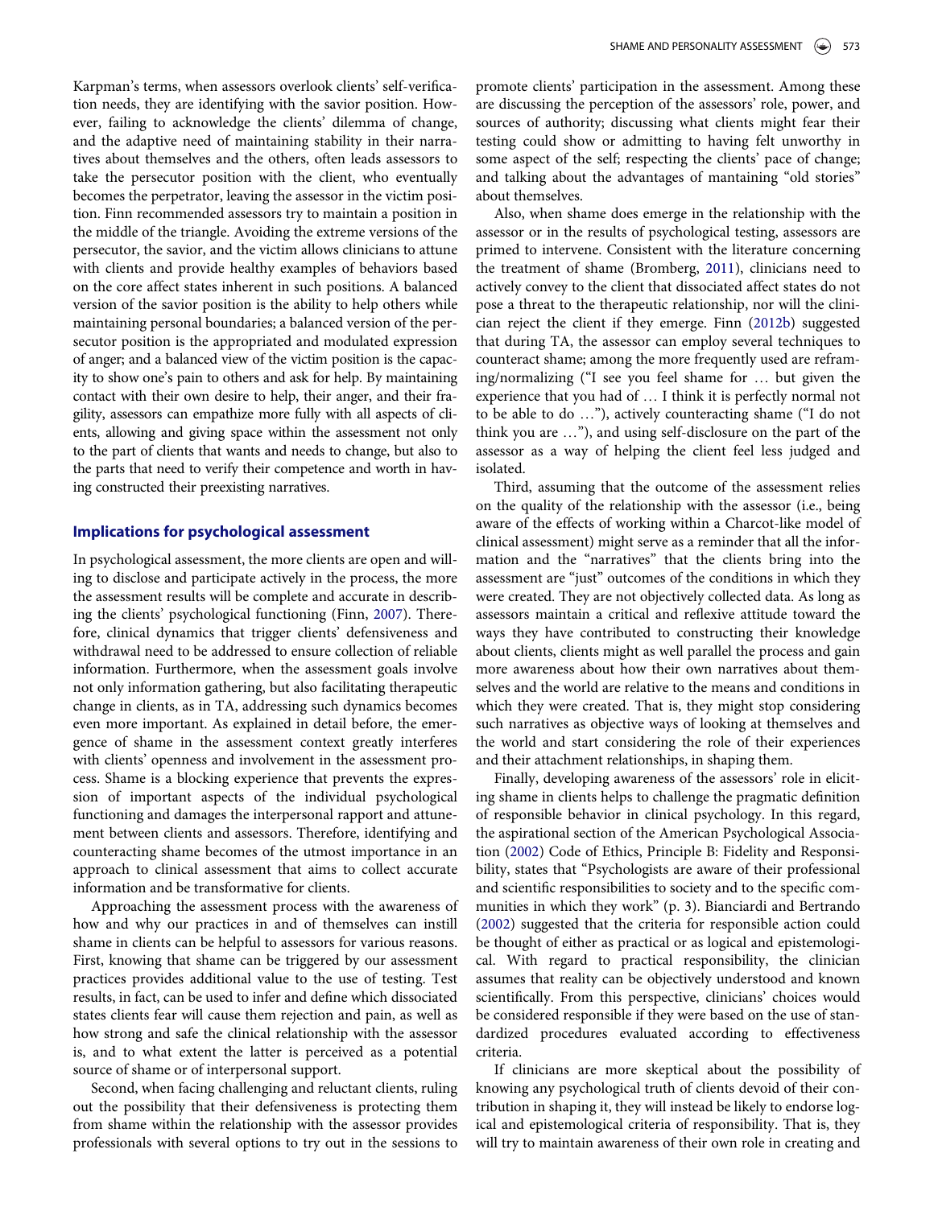Karpman's terms, when assessors overlook clients' self-verification needs, they are identifying with the savior position. However, failing to acknowledge the clients' dilemma of change, and the adaptive need of maintaining stability in their narratives about themselves and the others, often leads assessors to take the persecutor position with the client, who eventually becomes the perpetrator, leaving the assessor in the victim position. Finn recommended assessors try to maintain a position in the middle of the triangle. Avoiding the extreme versions of the persecutor, the savior, and the victim allows clinicians to attune with clients and provide healthy examples of behaviors based on the core affect states inherent in such positions. A balanced version of the savior position is the ability to help others while maintaining personal boundaries; a balanced version of the persecutor position is the appropriated and modulated expression of anger; and a balanced view of the victim position is the capacity to show one's pain to others and ask for help. By maintaining contact with their own desire to help, their anger, and their fragility, assessors can empathize more fully with all aspects of clients, allowing and giving space within the assessment not only to the part of clients that wants and needs to change, but also to the parts that need to verify their competence and worth in having constructed their preexisting narratives.

## Implications for psychological assessment

In psychological assessment, the more clients are open and willing to disclose and participate actively in the process, the more the assessment results will be complete and accurate in describing the clients' psychological functioning (Finn, 2007). Therefore, clinical dynamics that trigger clients' defensiveness and withdrawal need to be addressed to ensure collection of reliable information. Furthermore, when the assessment goals involve not only information gathering, but also facilitating therapeutic change in clients, as in TA, addressing such dynamics becomes even more important. As explained in detail before, the emergence of shame in the assessment context greatly interferes with clients' openness and involvement in the assessment process. Shame is a blocking experience that prevents the expression of important aspects of the individual psychological functioning and damages the interpersonal rapport and attunement between clients and assessors. Therefore, identifying and counteracting shame becomes of the utmost importance in an approach to clinical assessment that aims to collect accurate information and be transformative for clients.

Approaching the assessment process with the awareness of how and why our practices in and of themselves can instill shame in clients can be helpful to assessors for various reasons. First, knowing that shame can be triggered by our assessment practices provides additional value to the use of testing. Test results, in fact, can be used to infer and define which dissociated states clients fear will cause them rejection and pain, as well as how strong and safe the clinical relationship with the assessor is, and to what extent the latter is perceived as a potential source of shame or of interpersonal support.

Second, when facing challenging and reluctant clients, ruling out the possibility that their defensiveness is protecting them from shame within the relationship with the assessor provides professionals with several options to try out in the sessions to promote clients' participation in the assessment. Among these are discussing the perception of the assessors' role, power, and sources of authority; discussing what clients might fear their testing could show or admitting to having felt unworthy in some aspect of the self; respecting the clients' pace of change; and talking about the advantages of mantaining "old stories" about themselves.

Also, when shame does emerge in the relationship with the assessor or in the results of psychological testing, assessors are primed to intervene. Consistent with the literature concerning the treatment of shame (Bromberg, 2011), clinicians need to actively convey to the client that dissociated affect states do not pose a threat to the therapeutic relationship, nor will the clinician reject the client if they emerge. Finn (2012b) suggested that during TA, the assessor can employ several techniques to counteract shame; among the more frequently used are reframing/normalizing ("I see you feel shame for … but given the experience that you had of … I think it is perfectly normal not to be able to do …"), actively counteracting shame ("I do not think you are …"), and using self-disclosure on the part of the assessor as a way of helping the client feel less judged and isolated.

Third, assuming that the outcome of the assessment relies on the quality of the relationship with the assessor (i.e., being aware of the effects of working within a Charcot-like model of clinical assessment) might serve as a reminder that all the information and the "narratives" that the clients bring into the assessment are "just" outcomes of the conditions in which they were created. They are not objectively collected data. As long as assessors maintain a critical and reflexive attitude toward the ways they have contributed to constructing their knowledge about clients, clients might as well parallel the process and gain more awareness about how their own narratives about themselves and the world are relative to the means and conditions in which they were created. That is, they might stop considering such narratives as objective ways of looking at themselves and the world and start considering the role of their experiences and their attachment relationships, in shaping them.

Finally, developing awareness of the assessors' role in eliciting shame in clients helps to challenge the pragmatic definition of responsible behavior in clinical psychology. In this regard, the aspirational section of the American Psychological Association (2002) Code of Ethics, Principle B: Fidelity and Responsibility, states that "Psychologists are aware of their professional and scientific responsibilities to society and to the specific communities in which they work" (p. 3). Bianciardi and Bertrando (2002) suggested that the criteria for responsible action could be thought of either as practical or as logical and epistemological. With regard to practical responsibility, the clinician assumes that reality can be objectively understood and known scientifically. From this perspective, clinicians' choices would be considered responsible if they were based on the use of standardized procedures evaluated according to effectiveness criteria.

If clinicians are more skeptical about the possibility of knowing any psychological truth of clients devoid of their contribution in shaping it, they will instead be likely to endorse logical and epistemological criteria of responsibility. That is, they will try to maintain awareness of their own role in creating and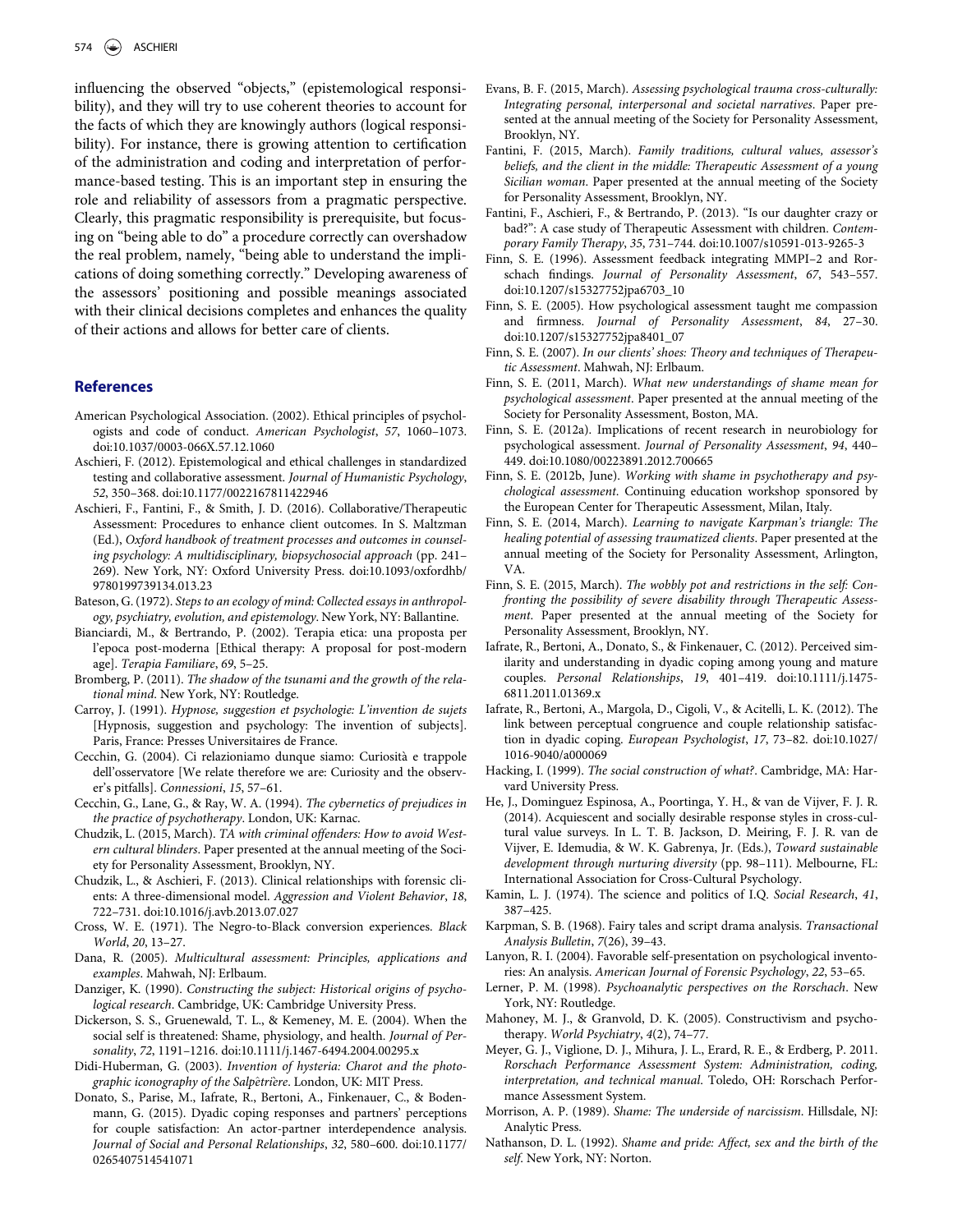influencing the observed "objects," (epistemological responsibility), and they will try to use coherent theories to account for the facts of which they are knowingly authors (logical responsibility). For instance, there is growing attention to certification of the administration and coding and interpretation of performance-based testing. This is an important step in ensuring the role and reliability of assessors from a pragmatic perspective. Clearly, this pragmatic responsibility is prerequisite, but focusing on "being able to do" a procedure correctly can overshadow the real problem, namely, "being able to understand the implications of doing something correctly." Developing awareness of the assessors' positioning and possible meanings associated with their clinical decisions completes and enhances the quality of their actions and allows for better care of clients.

## References

American Psychological Association. (2002). Ethical principles of psychologists and code of conduct. *American Psychologist*, *57*, 1060–1073. doi:10.1037/0003-066X.57.12.1060

Aschieri, F. (2012). Epistemological and ethical challenges in standardized testing and collaborative assessment. *Journal of Humanistic Psychology*, *52*, 350–368. doi:10.1177/0022167811422946

Aschieri, F., Fantini, F., & Smith, J. D. (2016). Collaborative/Therapeutic Assessment: Procedures to enhance client outcomes. In S. Maltzman (Ed.), *Oxford handbook of treatment processes and outcomes in counseling psychology: A multidisciplinary, biopsychosocial approach* (pp. 241–269). New York, NY: Oxford University Press. doi:10.1093/oxfordhb/9780199739134.013.23

Bateson, G. (1972). *Steps to an ecology of mind: Collected essays in anthropology, psychiatry, evolution, and epistemology*. New York, NY: Ballantine.

Bianciardi, M., & Bertrando, P. (2002). Terapia etica: una proposta per l'epoca post-moderna [Ethical therapy: A proposal for post-modern age]. *Terapia Familiare*, *69*, 5–25.

Bromberg, P. (2011). *The shadow of the tsunami and the growth of the relational mind*. New York, NY: Routledge.

Carroy, J. (1991). *Hypnose, suggestion et psychologie: L'invention de sujets* [Hypnosis, suggestion and psychology: The invention of subjects]. Paris, France: Presses Universitaires de France.

Cecchin, G. (2004). Ci relazioniamo dunque siamo: Curiosità e trappole dell'osservatore [We relate therefore we are: Curiosity and the observer's pitfalls]. *Connessioni*, *15*, 57–61.

Cecchin, G., Lane, G., & Ray, W. A. (1994). *The cybernetics of prejudices in the practice of psychotherapy*. London, UK: Karnac.

Chudzik, L. (2015, March). *TA with criminal offenders: How to avoid Western cultural blinders*. Paper presented at the annual meeting of the Society for Personality Assessment, Brooklyn, NY.

Chudzik, L., & Aschieri, F. (2013). Clinical relationships with forensic clients: A three-dimensional model. *Aggression and Violent Behavior*, *18*, 722–731. doi:10.1016/j.avb.2013.07.027

Cross, W. E. (1971). The Negro-to-Black conversion experiences. *Black World*, *20*, 13–27.

Dana, R. (2005). *Multicultural assessment: Principles, applications and examples*. Mahwah, NJ: Erlbaum.

Danziger, K. (1990). *Constructing the subject: Historical origins of psychological research*. Cambridge, UK: Cambridge University Press.

Dickerson, S. S., Gruenewald, T. L., & Kemeney, M. E. (2004). When the social self is threatened: Shame, physiology, and health. *Journal of Personality*, *72*, 1191–1216. doi:10.1111/j.1467-6494.2004.00295.x

Didi-Huberman, G. (2003). *Invention of hysteria: Charot and the photographic iconography of the Salpêtrière*. London, UK: MIT Press.

Donato, S., Parise, M., Iafrate, R., Bertoni, A., Finkenauer, C., & Bodenmann, G. (2015). Dyadic coping responses and partners' perceptions for couple satisfaction: An actor-partner interdependence analysis. *Journal of Social and Personal Relationships*, *32*, 580–600. doi:10.1177/0265407514541071

Evans, B. F. (2015, March). *Assessing psychological trauma cross-culturally: Integrating personal, interpersonal and societal narratives*. Paper presented at the annual meeting of the Society for Personality Assessment, Brooklyn, NY.

Fantini, F. (2015, March). *Family traditions, cultural values, assessor's beliefs, and the client in the middle: Therapeutic Assessment of a young Sicilian woman*. Paper presented at the annual meeting of the Society for Personality Assessment, Brooklyn, NY.

Fantini, F., Aschieri, F., & Bertrando, P. (2013). "Is our daughter crazy or bad?": A case study of Therapeutic Assessment with children. *Contemporary Family Therapy*, *35*, 731–744. doi:10.1007/s10591-013-9265-3

Finn, S. E. (1996). Assessment feedback integrating MMPI–2 and Rorschach findings. *Journal of Personality Assessment*, *67*, 543–557. doi:10.1207/s15327752jpa6703_10

Finn, S. E. (2005). How psychological assessment taught me compassion and firmness. *Journal of Personality Assessment*, *84*, 27–30. doi:10.1207/s15327752jpa8401_07

Finn, S. E. (2007). *In our clients' shoes: Theory and techniques of Therapeutic Assessment*. Mahwah, NJ: Erlbaum.

Finn, S. E. (2011, March). *What new understandings of shame mean for psychological assessment*. Paper presented at the annual meeting of the Society for Personality Assessment, Boston, MA.

Finn, S. E. (2012a). Implications of recent research in neurobiology for psychological assessment. *Journal of Personality Assessment*, *94*, 440–449. doi:10.1080/00223891.2012.700665

Finn, S. E. (2012b, June). *Working with shame in psychotherapy and psychological assessment*. Continuing education workshop sponsored by the European Center for Therapeutic Assessment, Milan, Italy.

Finn, S. E. (2014, March). *Learning to navigate Karpman's triangle: The healing potential of assessing traumatized clients*. Paper presented at the annual meeting of the Society for Personality Assessment, Arlington, VA.

Finn, S. E. (2015, March). *The wobbly pot and restrictions in the self: Confronting the possibility of severe disability through Therapeutic Assessment*. Paper presented at the annual meeting of the Society for Personality Assessment, Brooklyn, NY.

Iafrate, R., Bertoni, A., Donato, S., & Finkenauer, C. (2012). Perceived similarity and understanding in dyadic coping among young and mature couples. *Personal Relationships*, *19*, 401–419. doi:10.1111/j.1475-6811.2011.01369.x

Iafrate, R., Bertoni, A., Margola, D., Cigoli, V., & Acitelli, L. K. (2012). The link between perceptual congruence and couple relationship satisfaction in dyadic coping. *European Psychologist*, *17*, 73–82. doi:10.1027/1016-9040/a000069

Hacking, I. (1999). *The social construction of what?*. Cambridge, MA: Harvard University Press.

He, J., Dominguez Espinosa, A., Poortinga, Y. H., & van de Vijver, F. J. R. (2014). Acquiescent and socially desirable response styles in cross-cultural value surveys. In L. T. B. Jackson, D. Meiring, F. J. R. van de Vijver, E. Idemudia, & W. K. Gabrenya, Jr. (Eds.), *Toward sustainable development through nurturing diversity* (pp. 98–111). Melbourne, FL: International Association for Cross-Cultural Psychology.

Kamin, L. J. (1974). The science and politics of I.Q. *Social Research*, *41*, 387–425.

Karpman, S. B. (1968). Fairy tales and script drama analysis. *Transactional Analysis Bulletin*, *7*(26), 39–43.

Lanyon, R. I. (2004). Favorable self-presentation on psychological inventories: An analysis. *American Journal of Forensic Psychology*, *22*, 53–65.

Lerner, P. M. (1998). *Psychoanalytic perspectives on the Rorschach*. New York, NY: Routledge.

Mahoney, M. J., & Granvold, D. K. (2005). Constructivism and psychotherapy. *World Psychiatry*, *4*(2), 74–77.

Meyer, G. J., Viglione, D. J., Mihura, J. L., Erard, R. E., & Erdberg, P. 2011. *Rorschach Performance Assessment System: Administration, coding, interpretation, and technical manual*. Toledo, OH: Rorschach Performance Assessment System.

Morrison, A. P. (1989). *Shame: The underside of narcissism*. Hillsdale, NJ: Analytic Press.

Nathanson, D. L. (1992). *Shame and pride: Affect, sex and the birth of the self*. New York, NY: Norton.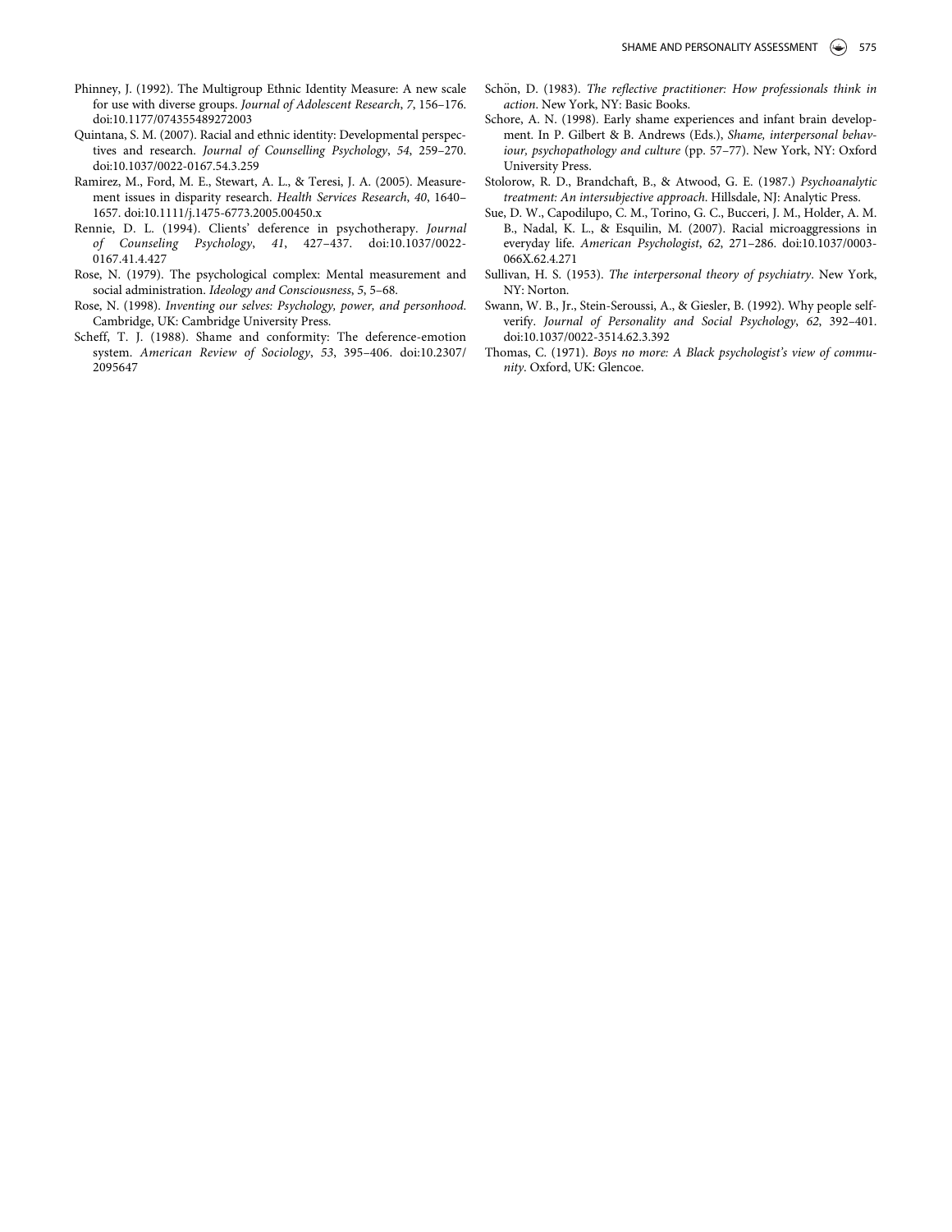Phinney, J. (1992). The Multigroup Ethnic Identity Measure: A new scale for use with diverse groups. *Journal of Adolescent Research*, *7*, 156–176. doi:10.1177/074355489272003

Quintana, S. M. (2007). Racial and ethnic identity: Developmental perspectives and research. *Journal of Counselling Psychology*, *54*, 259–270. doi:10.1037/0022-0167.54.3.259

Ramirez, M., Ford, M. E., Stewart, A. L., & Teresi, J. A. (2005). Measurement issues in disparity research. *Health Services Research*, *40*, 1640–1657. doi:10.1111/j.1475-6773.2005.00450.x

Rennie, D. L. (1994). Clients' deference in psychotherapy. *Journal of Counseling Psychology*, *41*, 427–437. doi:10.1037/0022-0167.41.4.427

Rose, N. (1979). The psychological complex: Mental measurement and social administration. *Ideology and Consciousness*, *5*, 5–68.

Rose, N. (1998). *Inventing our selves: Psychology, power, and personhood.* Cambridge, UK: Cambridge University Press.

Scheff, T. J. (1988). Shame and conformity: The deference-emotion system. *American Review of Sociology*, *53*, 395–406. doi:10.2307/2095647

Schön, D. (1983). *The reflective practitioner: How professionals think in action*. New York, NY: Basic Books.

Schore, A. N. (1998). Early shame experiences and infant brain development. In P. Gilbert & B. Andrews (Eds.), *Shame, interpersonal behaviour, psychopathology and culture* (pp. 57–77). New York, NY: Oxford University Press.

Stolorow, R. D., Brandchaft, B., & Atwood, G. E. (1987.) *Psychoanalytic treatment: An intersubjective approach.* Hillsdale, NJ: Analytic Press.

Sue, D. W., Capodilupo, C. M., Torino, G. C., Bucceri, J. M., Holder, A. M. B., Nadal, K. L., & Esquilin, M. (2007). Racial microaggressions in everyday life. *American Psychologist*, *62*, 271–286. doi:10.1037/0003-066X.62.4.271

Sullivan, H. S. (1953). *The interpersonal theory of psychiatry*. New York, NY: Norton.

Swann, W. B., Jr., Stein-Seroussi, A., & Giesler, B. (1992). Why people self-verify. *Journal of Personality and Social Psychology*, *62*, 392–401. doi:10.1037/0022-3514.62.3.392

Thomas, C. (1971). *Boys no more: A Black psychologist's view of community*. Oxford, UK: Glencoe.